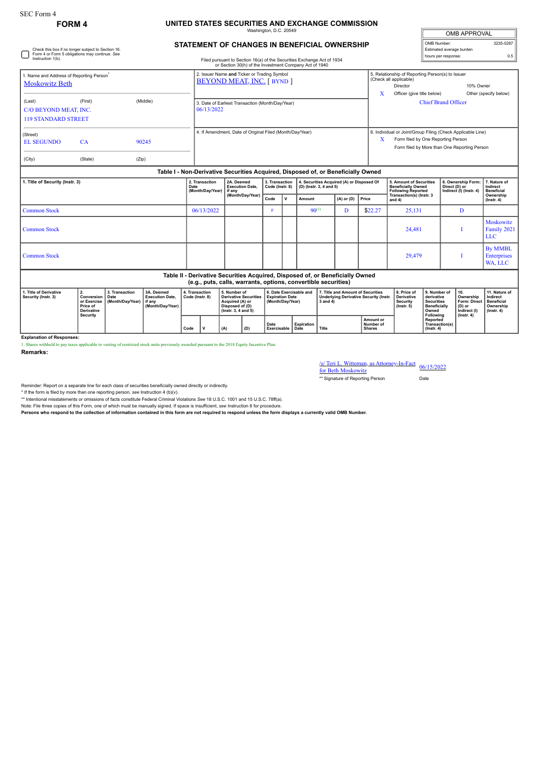SEC Form 4

**FORM 4**

# UNITED STATES SECURITIES AND EXCHANGE COMMISSION

Washington, D.C. 20549

## STATEMENT OF CHANGES IN BENEFICIAL OWNERSHIP

Filed pursuant to Section 16(a) of the Securities Exchange Act of 1934 or Section 30(h) of the Investment Company Act of 1940

| OMB APPROVAL | |
|---|---|
| OMB Number: | 3235-0287 |
| Estimated average burden | |
| hours per response: | 0.5 |

☐ Check this box if no longer subject to Section 16. Form 4 or Form 5 obligations may continue. *See* Instruction 1(b).

1. Name and Address of Reporting Person*
Moskowitz Beth

(Last) (First) (Middle)
C/O BEYOND MEAT, INC.
119 STANDARD STREET

(Street)
EL SEGUNDO CA 90245

(City) (State) (Zip)

2. Issuer Name and Ticker or Trading Symbol
BEYOND MEAT, INC. [ BYND ]

3. Date of Earliest Transaction (Month/Day/Year)
06/13/2022

4. If Amendment, Date of Original Filed (Month/Day/Year)

5. Relationship of Reporting Person(s) to Issuer (Check all applicable)
Director | 10% Owner
X Officer (give title below) | Other (specify below)
Chief Brand Officer

6. Individual or Joint/Group Filing (Check Applicable Line)
X Form filed by One Reporting Person
Form filed by More than One Reporting Person

### Table I - Non-Derivative Securities Acquired, Disposed of, or Beneficially Owned

| 1. Title of Security (Instr. 3) | 2. Transaction Date (Month/Day/Year) | 2A. Deemed Execution Date, if any (Month/Day/Year) | 3. Transaction Code (Instr. 8) | | 4. Securities Acquired (A) or Disposed Of (D) (Instr. 3, 4 and 5) | | | 5. Amount of Securities Beneficially Owned Following Reported Transaction(s) (Instr. 3 and 4) | 6. Ownership Form: Direct (D) or Indirect (I) (Instr. 4) | 7. Nature of Indirect Beneficial Ownership (Instr. 4) |
|---|---|---|---|---|---|---|---|---|---|---|
| | | | Code | V | Amount | (A) or (D) | Price | | | |
| Common Stock | 06/13/2022 | | F | | 90[1] | D | $22.27 | 25,131 | D | |
| Common Stock | | | | | | | | 24,481 | I | Moskowitz Family 2021 LLC |
| Common Stock | | | | | | | | 29,479 | I | By MMBL Enterprises WA, LLC |

### Table II - Derivative Securities Acquired, Disposed of, or Beneficially Owned (e.g., puts, calls, warrants, options, convertible securities)

| 1. Title of Derivative Security (Instr. 3) | 2. Conversion or Exercise Price of Derivative Security | 3. Transaction Date (Month/Day/Year) | 3A. Deemed Execution Date, if any (Month/Day/Year) | 4. Transaction Code (Instr. 8) | | 5. Number of Derivative Securities Acquired (A) or Disposed of (D) (Instr. 3, 4 and 5) | | 6. Date Exercisable and Expiration Date (Month/Day/Year) | | 7. Title and Amount of Securities Underlying Derivative Security (Instr. 3 and 4) | | 8. Price of Derivative Security (Instr. 5) | 9. Number of derivative Securities Beneficially Owned Following Reported Transaction(s) (Instr. 4) | 10. Ownership Form: Direct (D) or Indirect (I) (Instr. 4) | 11. Nature of Indirect Beneficial Ownership (Instr. 4) |
|---|---|---|---|---|---|---|---|---|---|---|---|---|---|---|---|
| | | | | Code | V | (A) | (D) | Date Exercisable | Expiration Date | Title | Amount or Number of Shares | | | | |

**Explanation of Responses:**

1. Shares withheld to pay taxes applicable to vesting of restricted stock units previously awarded pursuant to the 2018 Equity Incentive Plan.

**Remarks:**

/s/ Teri L. Witteman, as Attorney-In-Fact for Beth Moskowitz — 06/15/2022

** Signature of Reporting Person — Date

Reminder: Report on a separate line for each class of securities beneficially owned directly or indirectly.

\* If the form is filed by more than one reporting person, *see* Instruction 4 (b)(v).

** Intentional misstatements or omissions of facts constitute Federal Criminal Violations *See* 18 U.S.C. 1001 and 15 U.S.C. 78ff(a).

Note: File three copies of this Form, one of which must be manually signed. If space is insufficient, *see* Instruction 6 for procedure.

**Persons who respond to the collection of information contained in this form are not required to respond unless the form displays a currently valid OMB Number.**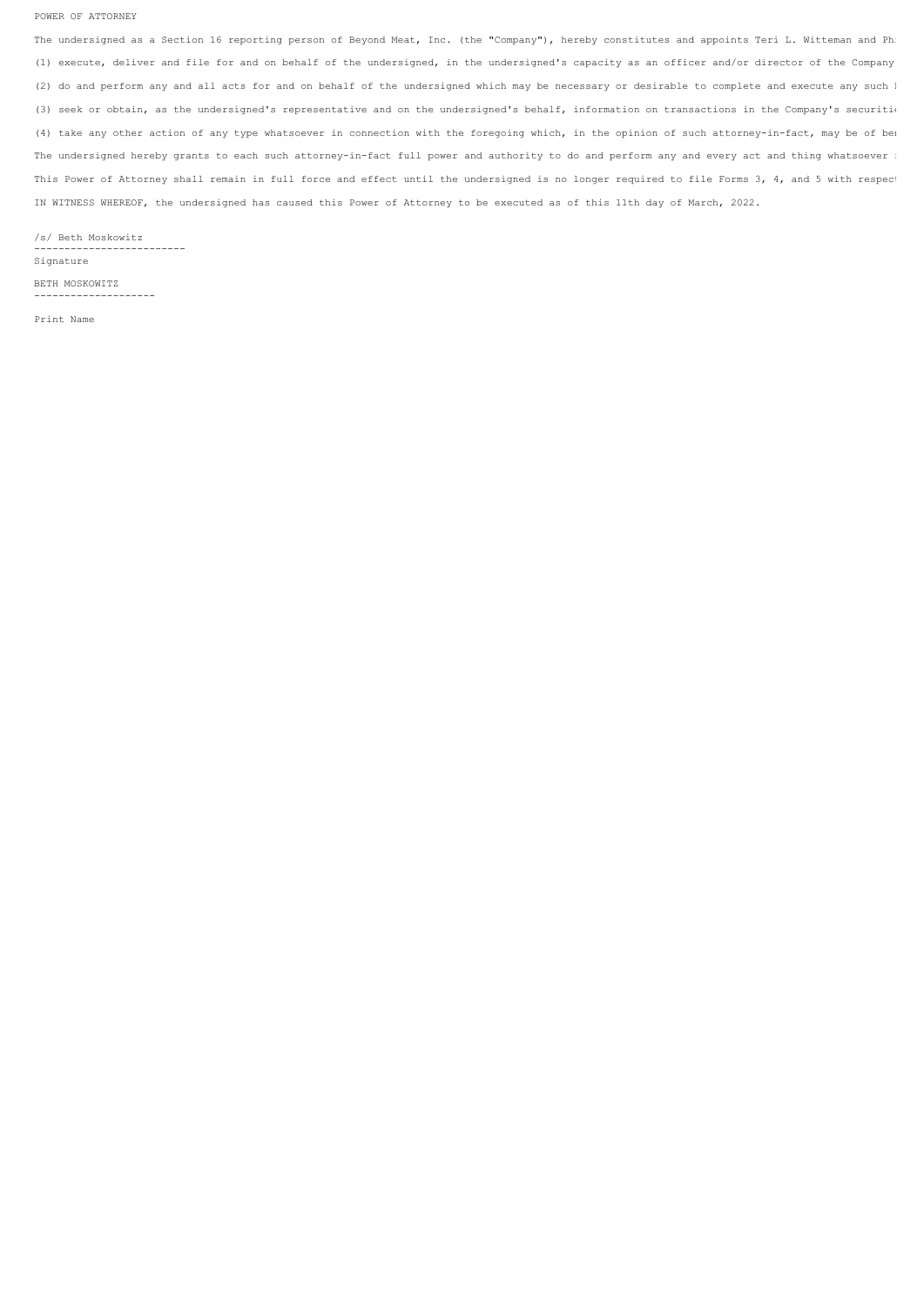POWER OF ATTORNEY

The undersigned as a Section 16 reporting person of Beyond Meat, Inc. (the "Company"), hereby constitutes and appoints Teri L. Witteman and Ph

(1) execute, deliver and file for and on behalf of the undersigned, in the undersigned's capacity as an officer and/or director of the Company

(2) do and perform any and all acts for and on behalf of the undersigned which may be necessary or desirable to complete and execute any such

(3) seek or obtain, as the undersigned's representative and on the undersigned's behalf, information on transactions in the Company's securiti

(4) take any other action of any type whatsoever in connection with the foregoing which, in the opinion of such attorney-in-fact, may be of be

The undersigned hereby grants to each such attorney-in-fact full power and authority to do and perform any and every act and thing whatsoever

This Power of Attorney shall remain in full force and effect until the undersigned is no longer required to file Forms 3, 4, and 5 with respec

IN WITNESS WHEREOF, the undersigned has caused this Power of Attorney to be executed as of this 11th day of March, 2022.

/s/ Beth Moskowitz
-------------------------
Signature

BETH MOSKOWITZ
--------------------

Print Name